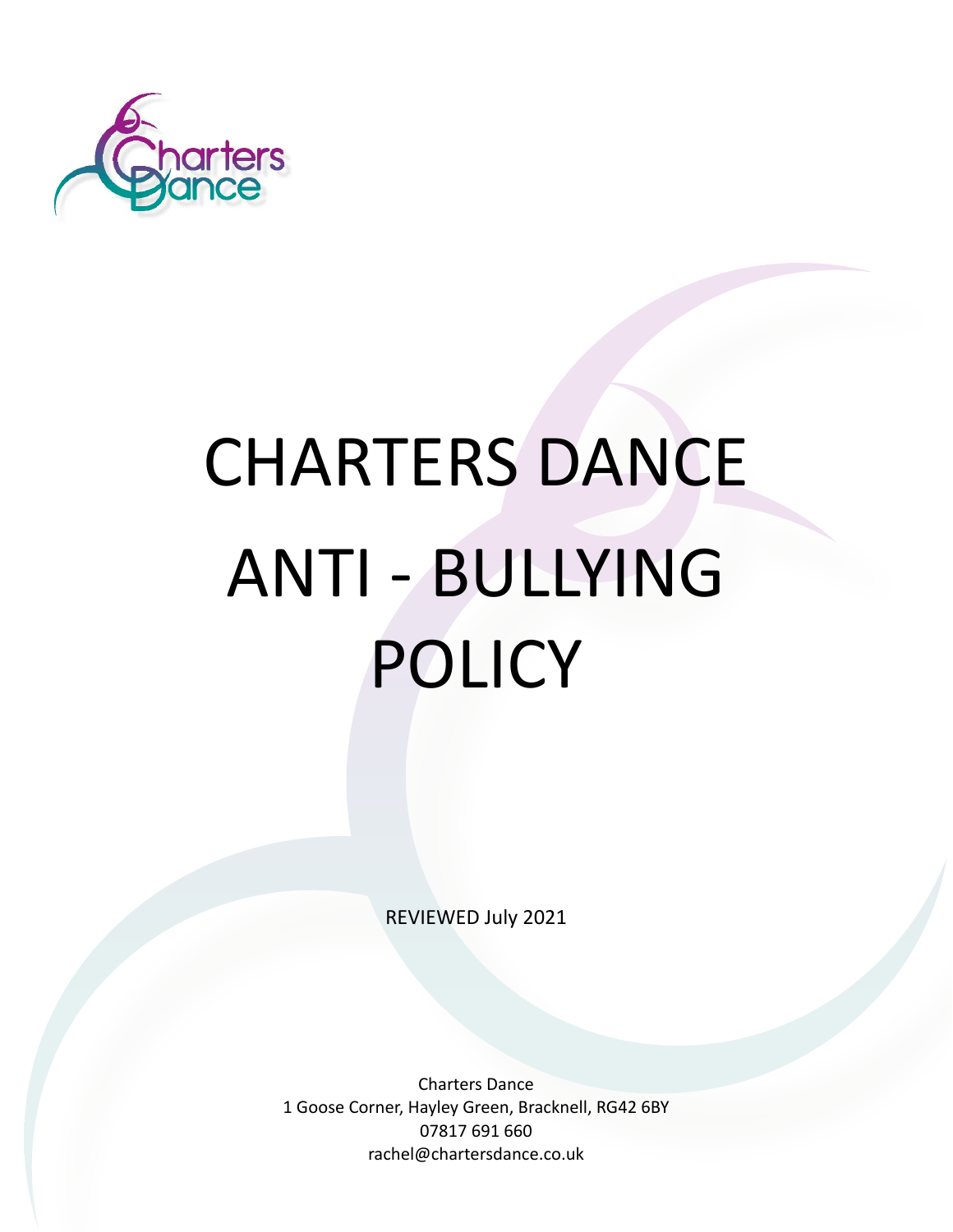# CHARTERS DANCE ANTI - BULLYING POLICY

REVIEWED July 2021

Charters Dance
1 Goose Corner, Hayley Green, Bracknell, RG42 6BY
07817 691 660
rachel@chartersdance.co.uk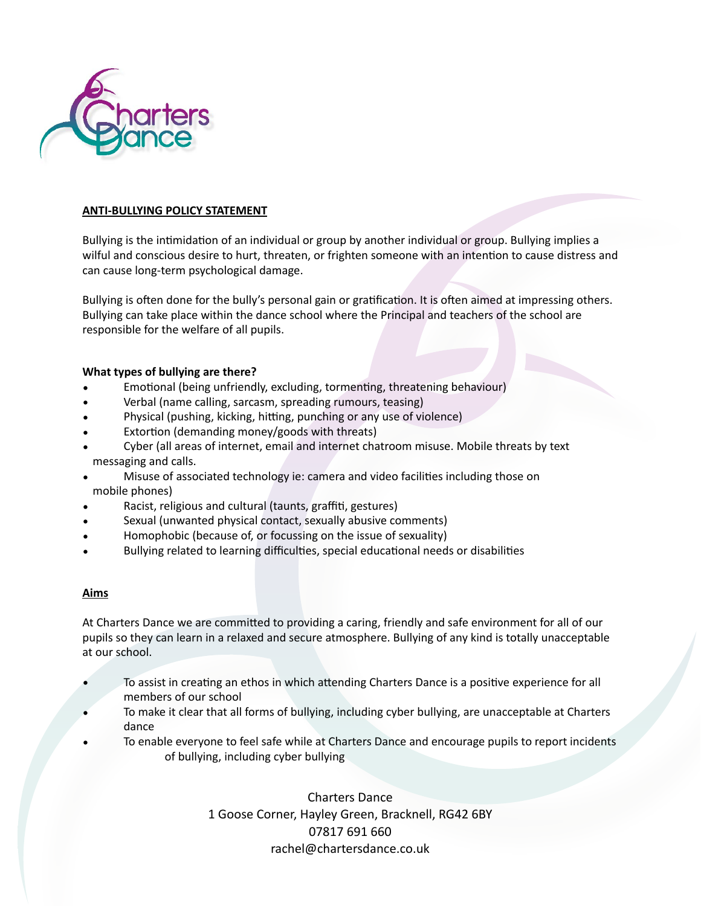## ANTI-BULLYING POLICY STATEMENT

Bullying is the intimidation of an individual or group by another individual or group. Bullying implies a wilful and conscious desire to hurt, threaten, or frighten someone with an intention to cause distress and can cause long-term psychological damage.

Bullying is often done for the bully's personal gain or gratification. It is often aimed at impressing others. Bullying can take place within the dance school where the Principal and teachers of the school are responsible for the welfare of all pupils.

**What types of bullying are there?**

- Emotional (being unfriendly, excluding, tormenting, threatening behaviour)
- Verbal (name calling, sarcasm, spreading rumours, teasing)
- Physical (pushing, kicking, hitting, punching or any use of violence)
- Extortion (demanding money/goods with threats)
- Cyber (all areas of internet, email and internet chatroom misuse. Mobile threats by text messaging and calls.
- Misuse of associated technology ie: camera and video facilities including those on mobile phones)
- Racist, religious and cultural (taunts, graffiti, gestures)
- Sexual (unwanted physical contact, sexually abusive comments)
- Homophobic (because of, or focussing on the issue of sexuality)
- Bullying related to learning difficulties, special educational needs or disabilities

## Aims

At Charters Dance we are committed to providing a caring, friendly and safe environment for all of our pupils so they can learn in a relaxed and secure atmosphere. Bullying of any kind is totally unacceptable at our school.

- To assist in creating an ethos in which attending Charters Dance is a positive experience for all members of our school
- To make it clear that all forms of bullying, including cyber bullying, are unacceptable at Charters dance
- To enable everyone to feel safe while at Charters Dance and encourage pupils to report incidents of bullying, including cyber bullying

Charters Dance
1 Goose Corner, Hayley Green, Bracknell, RG42 6BY
07817 691 660
rachel@chartersdance.co.uk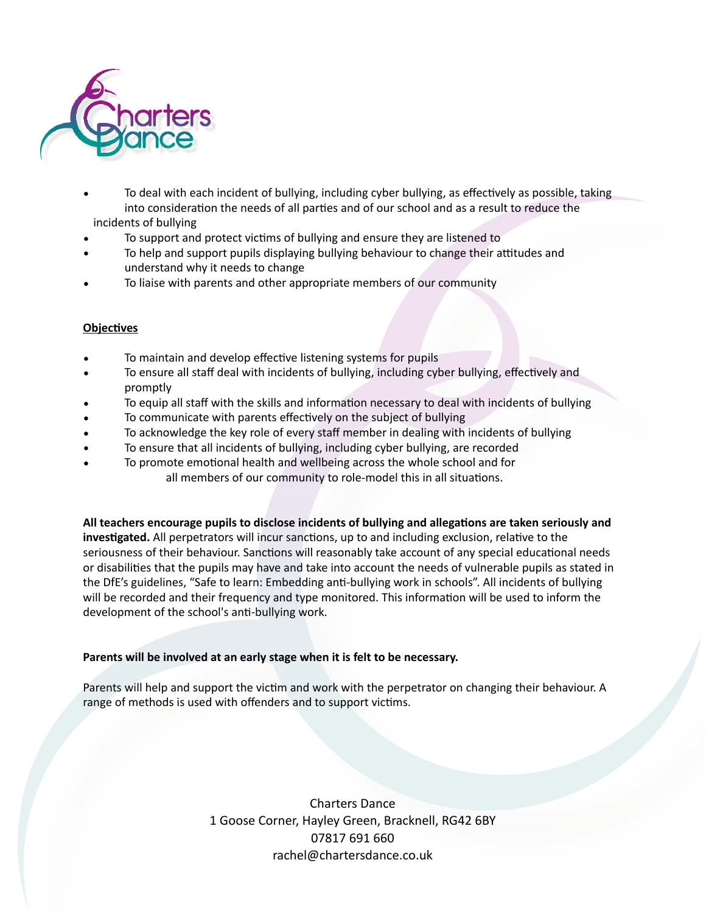- To deal with each incident of bullying, including cyber bullying, as effectively as possible, taking into consideration the needs of all parties and of our school and as a result to reduce the incidents of bullying
- To support and protect victims of bullying and ensure they are listened to
- To help and support pupils displaying bullying behaviour to change their attitudes and understand why it needs to change
- To liaise with parents and other appropriate members of our community

**Objectives**

- To maintain and develop effective listening systems for pupils
- To ensure all staff deal with incidents of bullying, including cyber bullying, effectively and promptly
- To equip all staff with the skills and information necessary to deal with incidents of bullying
- To communicate with parents effectively on the subject of bullying
- To acknowledge the key role of every staff member in dealing with incidents of bullying
- To ensure that all incidents of bullying, including cyber bullying, are recorded
- To promote emotional health and wellbeing across the whole school and for all members of our community to role-model this in all situations.

**All teachers encourage pupils to disclose incidents of bullying and allegations are taken seriously and investigated.** All perpetrators will incur sanctions, up to and including exclusion, relative to the seriousness of their behaviour. Sanctions will reasonably take account of any special educational needs or disabilities that the pupils may have and take into account the needs of vulnerable pupils as stated in the DfE's guidelines, "Safe to learn: Embedding anti-bullying work in schools". All incidents of bullying will be recorded and their frequency and type monitored. This information will be used to inform the development of the school's anti-bullying work.

**Parents will be involved at an early stage when it is felt to be necessary.**

Parents will help and support the victim and work with the perpetrator on changing their behaviour. A range of methods is used with offenders and to support victims.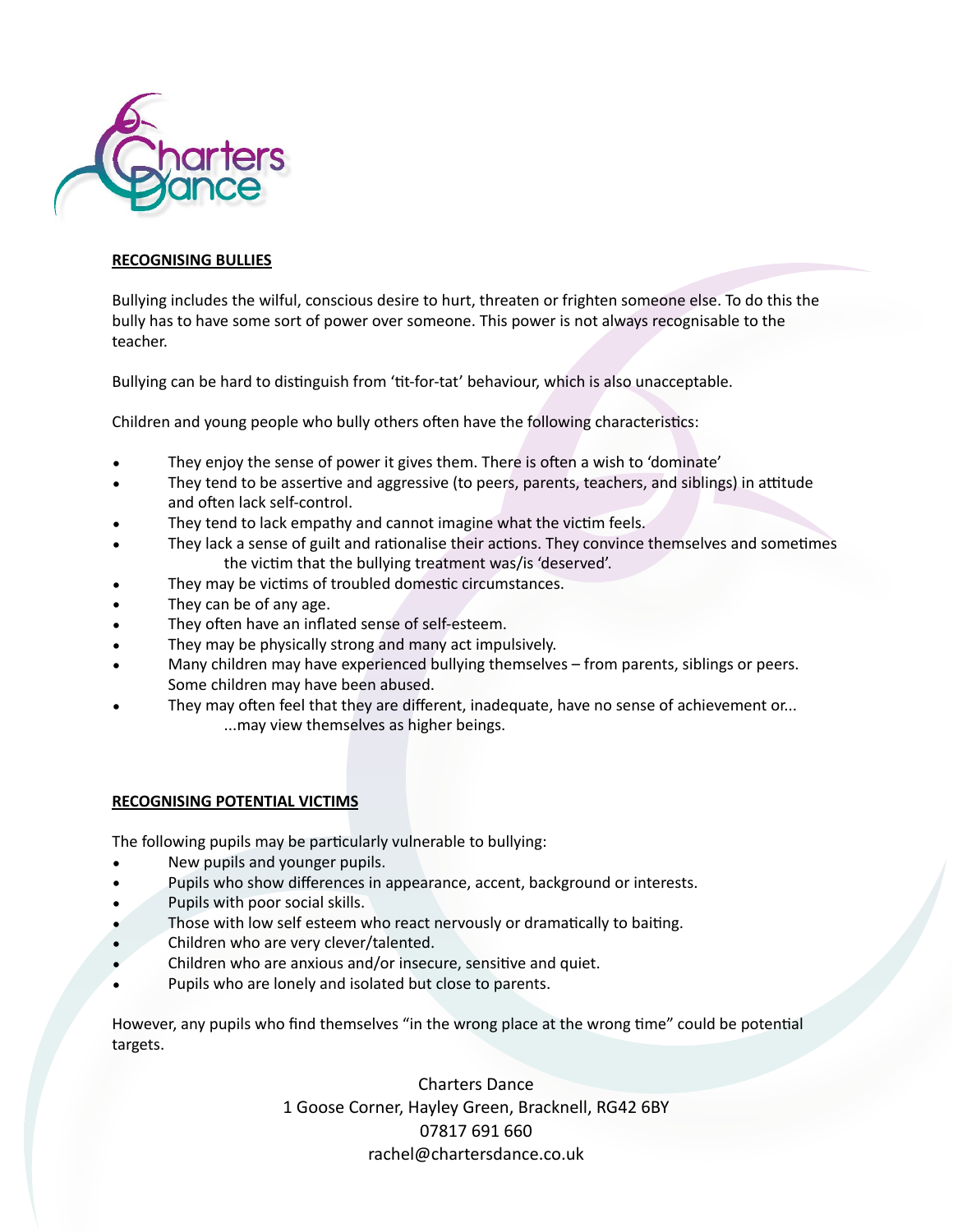## RECOGNISING BULLIES

Bullying includes the wilful, conscious desire to hurt, threaten or frighten someone else. To do this the bully has to have some sort of power over someone. This power is not always recognisable to the teacher.

Bullying can be hard to distinguish from 'tit-for-tat' behaviour, which is also unacceptable.

Children and young people who bully others often have the following characteristics:

- They enjoy the sense of power it gives them. There is often a wish to 'dominate'
- They tend to be assertive and aggressive (to peers, parents, teachers, and siblings) in attitude and often lack self-control.
- They tend to lack empathy and cannot imagine what the victim feels.
- They lack a sense of guilt and rationalise their actions. They convince themselves and sometimes the victim that the bullying treatment was/is 'deserved'.
- They may be victims of troubled domestic circumstances.
- They can be of any age.
- They often have an inflated sense of self-esteem.
- They may be physically strong and many act impulsively.
- Many children may have experienced bullying themselves – from parents, siblings or peers. Some children may have been abused.
- They may often feel that they are different, inadequate, have no sense of achievement or... ...may view themselves as higher beings.

## RECOGNISING POTENTIAL VICTIMS

The following pupils may be particularly vulnerable to bullying:

- New pupils and younger pupils.
- Pupils who show differences in appearance, accent, background or interests.
- Pupils with poor social skills.
- Those with low self esteem who react nervously or dramatically to baiting.
- Children who are very clever/talented.
- Children who are anxious and/or insecure, sensitive and quiet.
- Pupils who are lonely and isolated but close to parents.

However, any pupils who find themselves "in the wrong place at the wrong time" could be potential targets.

Charters Dance
1 Goose Corner, Hayley Green, Bracknell, RG42 6BY
07817 691 660
rachel@chartersdance.co.uk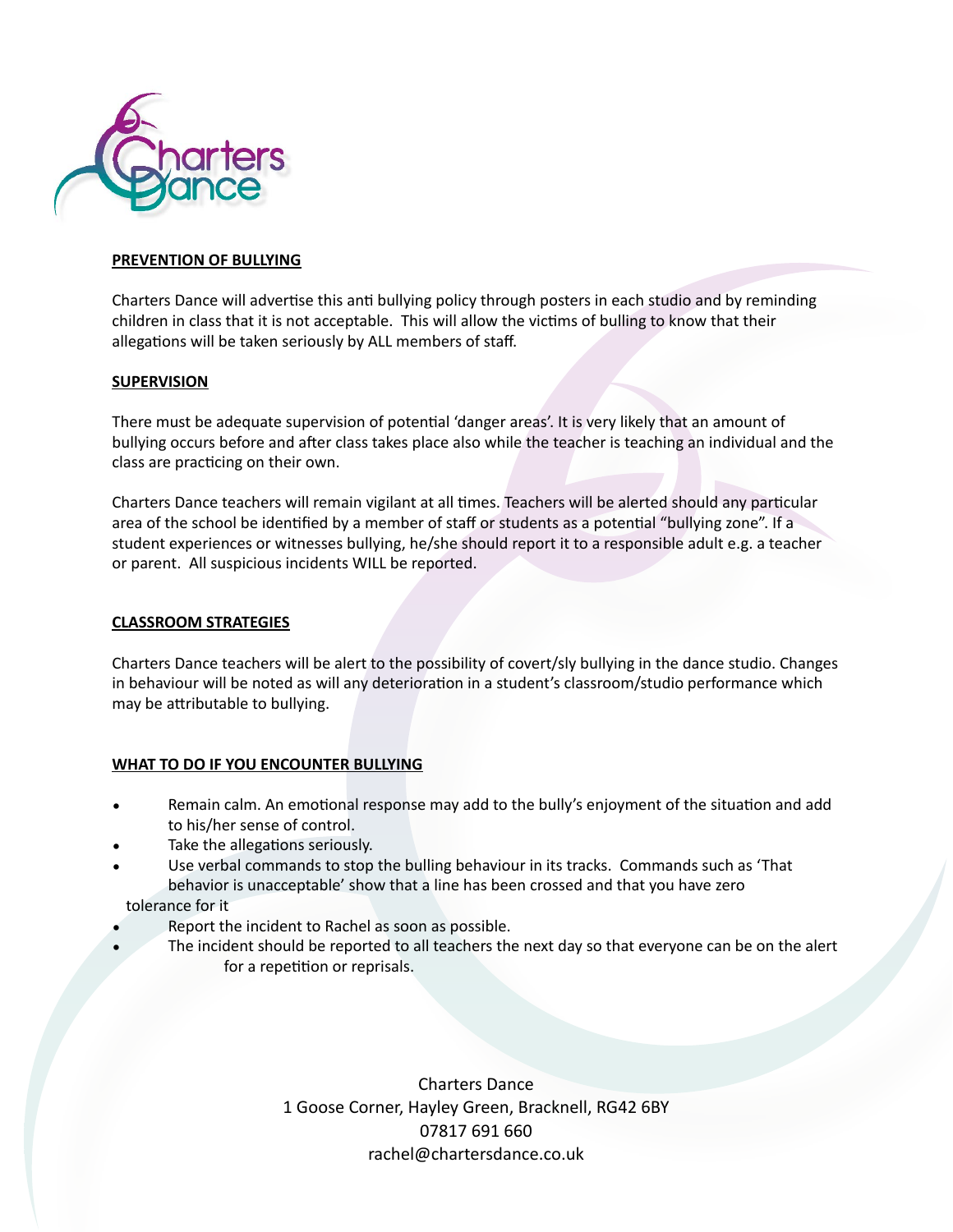## PREVENTION OF BULLYING

Charters Dance will advertise this anti bullying policy through posters in each studio and by reminding children in class that it is not acceptable. This will allow the victims of bulling to know that their allegations will be taken seriously by ALL members of staff.

## SUPERVISION

There must be adequate supervision of potential 'danger areas'. It is very likely that an amount of bullying occurs before and after class takes place also while the teacher is teaching an individual and the class are practicing on their own.

Charters Dance teachers will remain vigilant at all times. Teachers will be alerted should any particular area of the school be identified by a member of staff or students as a potential "bullying zone". If a student experiences or witnesses bullying, he/she should report it to a responsible adult e.g. a teacher or parent. All suspicious incidents WILL be reported.

## CLASSROOM STRATEGIES

Charters Dance teachers will be alert to the possibility of covert/sly bullying in the dance studio. Changes in behaviour will be noted as will any deterioration in a student's classroom/studio performance which may be attributable to bullying.

## WHAT TO DO IF YOU ENCOUNTER BULLYING

- Remain calm. An emotional response may add to the bully's enjoyment of the situation and add to his/her sense of control.
- Take the allegations seriously.
- Use verbal commands to stop the bulling behaviour in its tracks. Commands such as 'That behavior is unacceptable' show that a line has been crossed and that you have zero tolerance for it
- Report the incident to Rachel as soon as possible.
- The incident should be reported to all teachers the next day so that everyone can be on the alert for a repetition or reprisals.

Charters Dance
1 Goose Corner, Hayley Green, Bracknell, RG42 6BY
07817 691 660
rachel@chartersdance.co.uk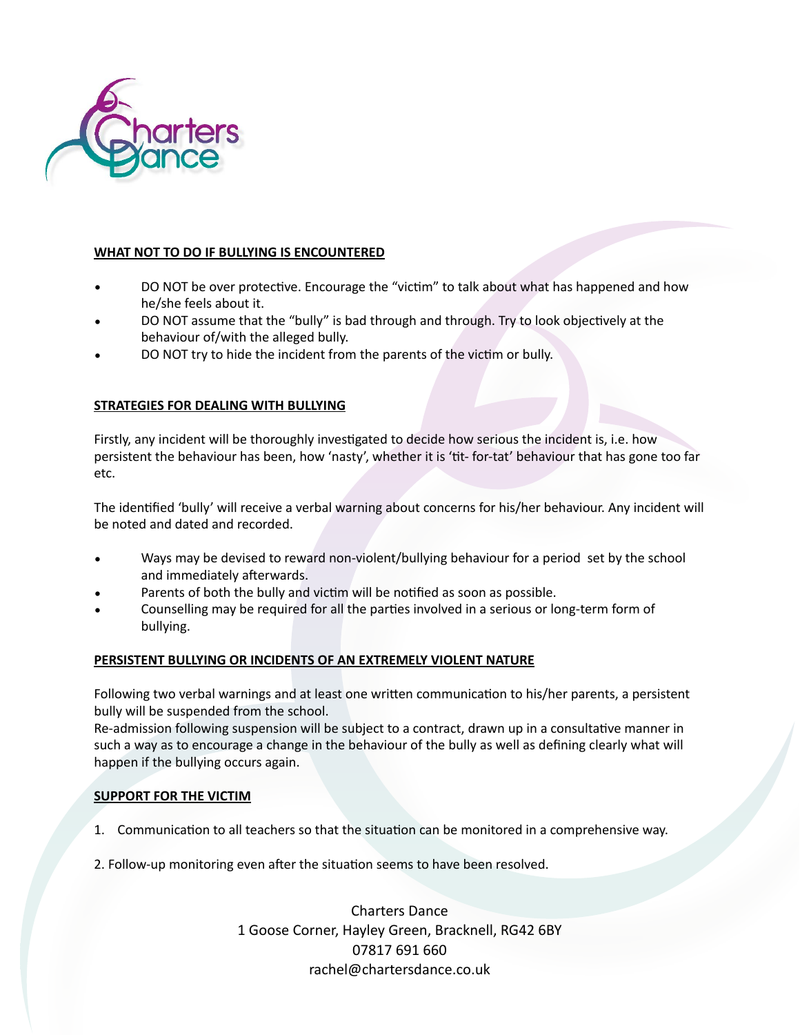## WHAT NOT TO DO IF BULLYING IS ENCOUNTERED

- DO NOT be over protective. Encourage the "victim" to talk about what has happened and how he/she feels about it.
- DO NOT assume that the "bully" is bad through and through. Try to look objectively at the behaviour of/with the alleged bully.
- DO NOT try to hide the incident from the parents of the victim or bully.

## STRATEGIES FOR DEALING WITH BULLYING

Firstly, any incident will be thoroughly investigated to decide how serious the incident is, i.e. how persistent the behaviour has been, how 'nasty', whether it is 'tit- for-tat' behaviour that has gone too far etc.

The identified 'bully' will receive a verbal warning about concerns for his/her behaviour. Any incident will be noted and dated and recorded.

- Ways may be devised to reward non-violent/bullying behaviour for a period set by the school and immediately afterwards.
- Parents of both the bully and victim will be notified as soon as possible.
- Counselling may be required for all the parties involved in a serious or long-term form of bullying.

## PERSISTENT BULLYING OR INCIDENTS OF AN EXTREMELY VIOLENT NATURE

Following two verbal warnings and at least one written communication to his/her parents, a persistent bully will be suspended from the school.
Re-admission following suspension will be subject to a contract, drawn up in a consultative manner in such a way as to encourage a change in the behaviour of the bully as well as defining clearly what will happen if the bullying occurs again.

## SUPPORT FOR THE VICTIM

1. Communication to all teachers so that the situation can be monitored in a comprehensive way.

2. Follow-up monitoring even after the situation seems to have been resolved.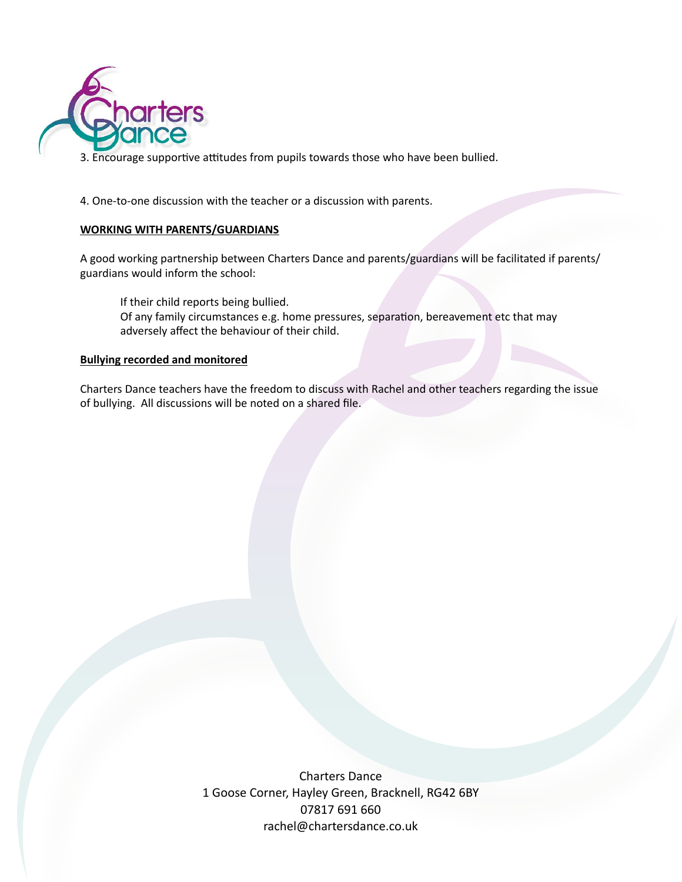3. Encourage supportive attitudes from pupils towards those who have been bullied.

4. One-to-one discussion with the teacher or a discussion with parents.

**WORKING WITH PARENTS/GUARDIANS**

A good working partnership between Charters Dance and parents/guardians will be facilitated if parents/guardians would inform the school:

If their child reports being bullied.
Of any family circumstances e.g. home pressures, separation, bereavement etc that may adversely affect the behaviour of their child.

**Bullying recorded and monitored**

Charters Dance teachers have the freedom to discuss with Rachel and other teachers regarding the issue of bullying. All discussions will be noted on a shared file.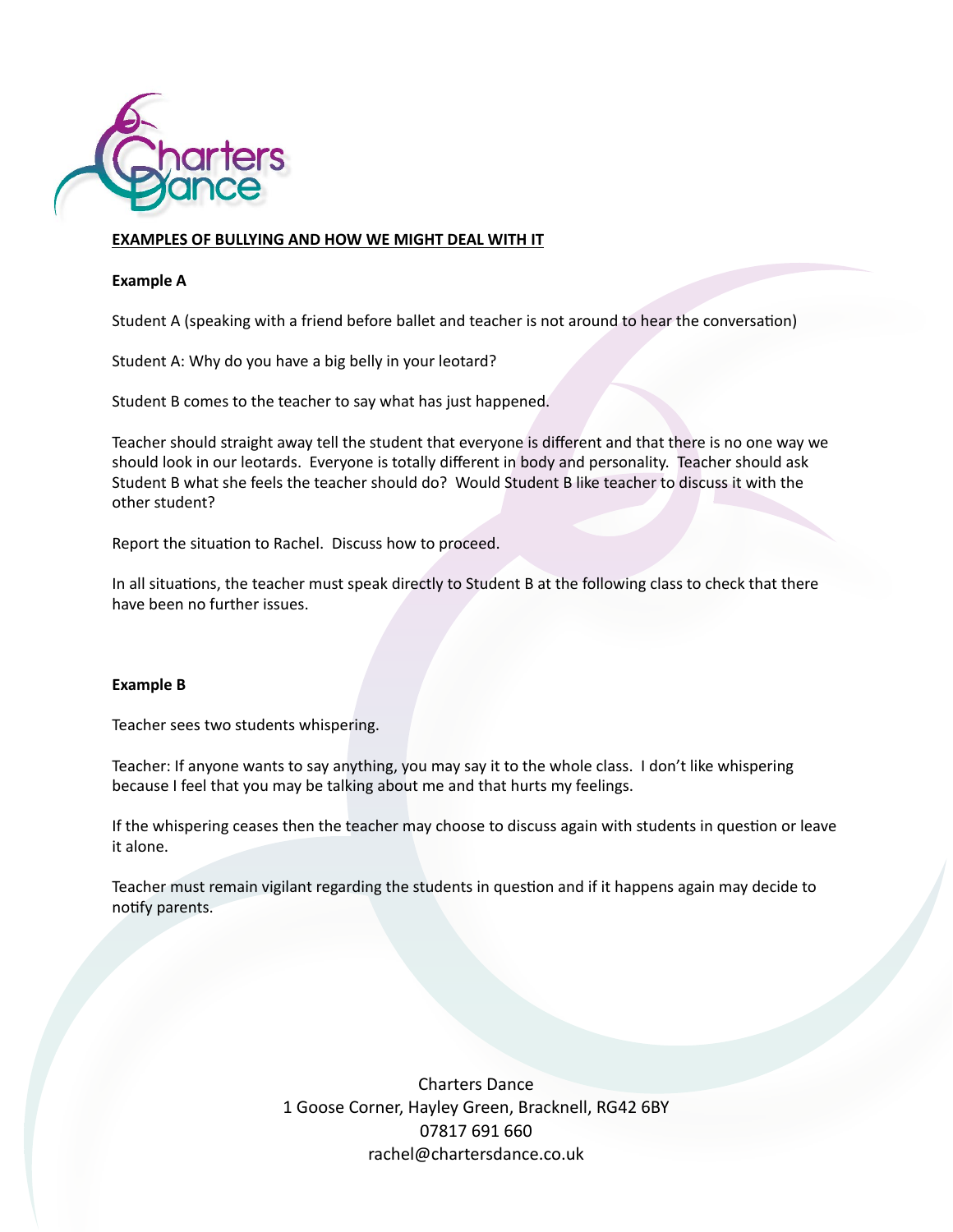## EXAMPLES OF BULLYING AND HOW WE MIGHT DEAL WITH IT

**Example A**

Student A (speaking with a friend before ballet and teacher is not around to hear the conversation)

Student A: Why do you have a big belly in your leotard?

Student B comes to the teacher to say what has just happened.

Teacher should straight away tell the student that everyone is different and that there is no one way we should look in our leotards. Everyone is totally different in body and personality. Teacher should ask Student B what she feels the teacher should do? Would Student B like teacher to discuss it with the other student?

Report the situation to Rachel. Discuss how to proceed.

In all situations, the teacher must speak directly to Student B at the following class to check that there have been no further issues.

**Example B**

Teacher sees two students whispering.

Teacher: If anyone wants to say anything, you may say it to the whole class. I don't like whispering because I feel that you may be talking about me and that hurts my feelings.

If the whispering ceases then the teacher may choose to discuss again with students in question or leave it alone.

Teacher must remain vigilant regarding the students in question and if it happens again may decide to notify parents.

Charters Dance
1 Goose Corner, Hayley Green, Bracknell, RG42 6BY
07817 691 660
rachel@chartersdance.co.uk